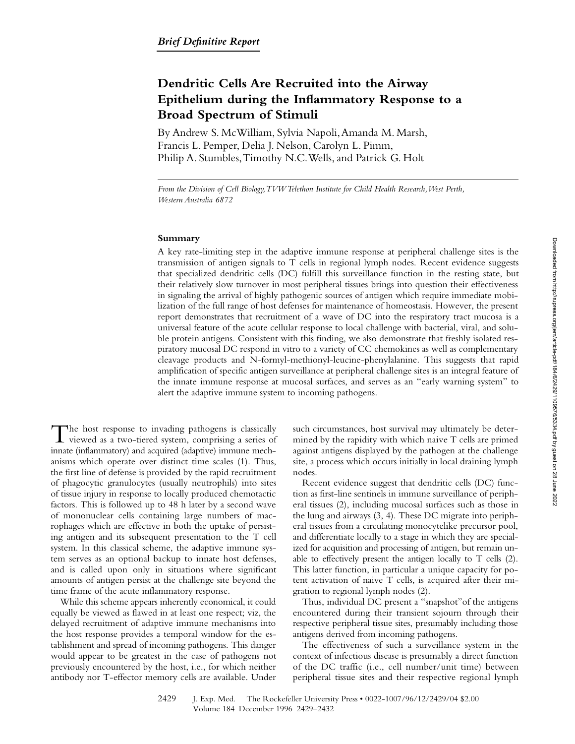*Brief Definitive Report*

# Dendritic Cells Are Recruited into the Airway Epithelium during the Inflammatory Response to a Broad Spectrum of Stimuli

By Andrew S. McWilliam, Sylvia Napoli, Amanda M. Marsh, Francis L. Pemper, Delia J. Nelson, Carolyn L. Pimm, Philip A. Stumbles, Timothy N.C. Wells, and Patrick G. Holt

*From the Division of Cell Biology, TVW Telethon Institute for Child Health Research, West Perth, Western Australia 6872*

## Summary

A key rate-limiting step in the adaptive immune response at peripheral challenge sites is the transmission of antigen signals to T cells in regional lymph nodes. Recent evidence suggests that specialized dendritic cells (DC) fulfill this surveillance function in the resting state, but their relatively slow turnover in most peripheral tissues brings into question their effectiveness in signaling the arrival of highly pathogenic sources of antigen which require immediate mobilization of the full range of host defenses for maintenance of homeostasis. However, the present report demonstrates that recruitment of a wave of DC into the respiratory tract mucosa is a universal feature of the acute cellular response to local challenge with bacterial, viral, and soluble protein antigens. Consistent with this finding, we also demonstrate that freshly isolated respiratory mucosal DC respond in vitro to a variety of CC chemokines as well as complementary cleavage products and N-formyl-methionyl-leucine-phenylalanine. This suggests that rapid amplification of specific antigen surveillance at peripheral challenge sites is an integral feature of the innate immune response at mucosal surfaces, and serves as an "early warning system" to alert the adaptive immune system to incoming pathogens.

The host response to invading pathogens is classically viewed as a two-tiered system, comprising a series of innate (inflammatory) and acquired (adaptive) immune mechanisms which operate over distinct time scales (1). Thus, the first line of defense is provided by the rapid recruitment of phagocytic granulocytes (usually neutrophils) into sites of tissue injury in response to locally produced chemotactic factors. This is followed up to 48 h later by a second wave of mononuclear cells containing large numbers of macrophages which are effective in both the uptake of persisting antigen and its subsequent presentation to the T cell system. In this classical scheme, the adaptive immune system serves as an optional backup to innate host defenses, and is called upon only in situations where significant amounts of antigen persist at the challenge site beyond the time frame of the acute inflammatory response.

While this scheme appears inherently economical, it could equally be viewed as flawed in at least one respect; viz, the delayed recruitment of adaptive immune mechanisms into the host response provides a temporal window for the establishment and spread of incoming pathogens. This danger would appear to be greatest in the case of pathogens not previously encountered by the host, i.e., for which neither antibody nor T-effector memory cells are available. Under such circumstances, host survival may ultimately be determined by the rapidity with which naive T cells are primed against antigens displayed by the pathogen at the challenge site, a process which occurs initially in local draining lymph nodes.

Recent evidence suggest that dendritic cells (DC) function as first-line sentinels in immune surveillance of peripheral tissues (2), including mucosal surfaces such as those in the lung and airways (3, 4). These DC migrate into peripheral tissues from a circulating monocytelike precursor pool, and differentiate locally to a stage in which they are specialized for acquisition and processing of antigen, but remain unable to effectively present the antigen locally to T cells (2). This latter function, in particular a unique capacity for potent activation of naive T cells, is acquired after their migration to regional lymph nodes (2).

Thus, individual DC present a "snapshot" of the antigens encountered during their transient sojourn through their respective peripheral tissue sites, presumably including those antigens derived from incoming pathogens.

The effectiveness of such a surveillance system in the context of infectious disease is presumably a direct function of the DC traffic (i.e., cell number/unit time) between peripheral tissue sites and their respective regional lymph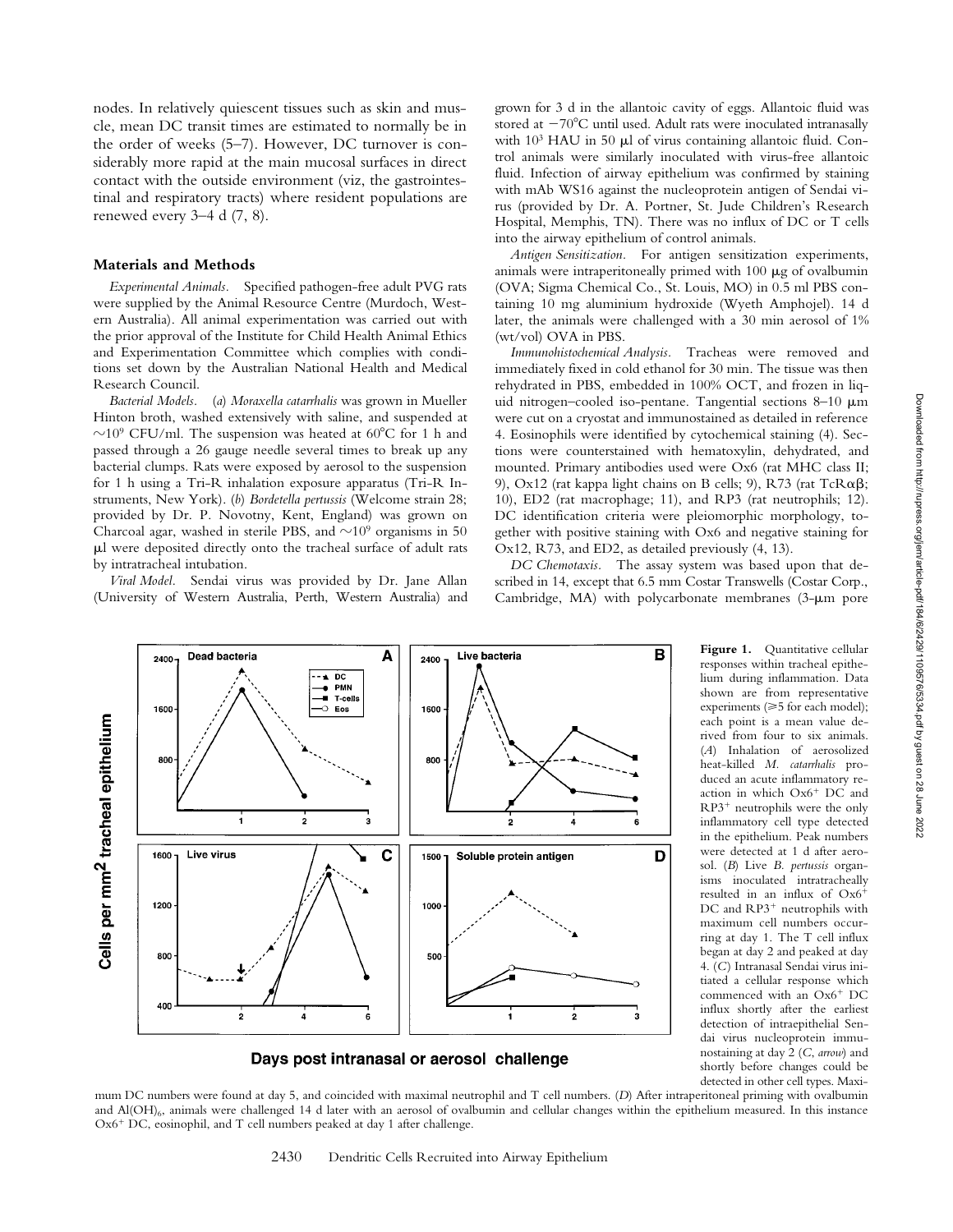nodes. In relatively quiescent tissues such as skin and muscle, mean DC transit times are estimated to normally be in the order of weeks (5–7). However, DC turnover is considerably more rapid at the main mucosal surfaces in direct contact with the outside environment (viz, the gastrointestinal and respiratory tracts) where resident populations are renewed every 3–4 d (7, 8).

## Materials and Methods

*Experimental Animals.* Specified pathogen-free adult PVG rats were supplied by the Animal Resource Centre (Murdoch, Western Australia). All animal experimentation was carried out with the prior approval of the Institute for Child Health Animal Ethics and Experimentation Committee which complies with conditions set down by the Australian National Health and Medical Research Council.

*Bacterial Models.* (*a*) *Moraxella catarrhalis* was grown in Mueller Hinton broth, washed extensively with saline, and suspended at $\sim 10^9$ CFU/ml. The suspension was heated at 60°C for 1 h and passed through a 26 gauge needle several times to break up any bacterial clumps. Rats were exposed by aerosol to the suspension for 1 h using a Tri-R inhalation exposure apparatus (Tri-R Instruments, New York). (*b*) *Bordetella pertussis* (Welcome strain 28; provided by Dr. P. Novotny, Kent, England) was grown on Charcoal agar, washed in sterile PBS, and $\sim 10^9$ organisms in 50 μl were deposited directly onto the tracheal surface of adult rats by intratracheal intubation.

*Viral Model.* Sendai virus was provided by Dr. Jane Allan (University of Western Australia, Perth, Western Australia) and grown for 3 d in the allantoic cavity of eggs. Allantoic fluid was stored at −70°C until used. Adult rats were inoculated intranasally with $10^3$ HAU in 50 μl of virus containing allantoic fluid. Control animals were similarly inoculated with virus-free allantoic fluid. Infection of airway epithelium was confirmed by staining with mAb WS16 against the nucleoprotein antigen of Sendai virus (provided by Dr. A. Portner, St. Jude Children's Research Hospital, Memphis, TN). There was no influx of DC or T cells into the airway epithelium of control animals.

*Antigen Sensitization.* For antigen sensitization experiments, animals were intraperitoneally primed with 100 μg of ovalbumin (OVA; Sigma Chemical Co., St. Louis, MO) in 0.5 ml PBS containing 10 mg aluminium hydroxide (Wyeth Amphojel). 14 d later, the animals were challenged with a 30 min aerosol of 1% (wt/vol) OVA in PBS.

*Immunohistochemical Analysis.* Tracheas were removed and immediately fixed in cold ethanol for 30 min. The tissue was then rehydrated in PBS, embedded in 100% OCT, and frozen in liquid nitrogen–cooled iso-pentane. Tangential sections 8–10 μm were cut on a cryostat and immunostained as detailed in reference 4. Eosinophils were identified by cytochemical staining (4). Sections were counterstained with hematoxylin, dehydrated, and mounted. Primary antibodies used were Ox6 (rat MHC class II; 9), Ox12 (rat kappa light chains on B cells; 9), R73 (rat TcRαβ; 10), ED2 (rat macrophage; 11), and RP3 (rat neutrophils; 12). DC identification criteria were pleiomorphic morphology, together with positive staining with Ox6 and negative staining for Ox12, R73, and ED2, as detailed previously (4, 13).

*DC Chemotaxis.* The assay system was based upon that described in 14, except that 6.5 mm Costar Transwells (Costar Corp., Cambridge, MA) with polycarbonate membranes (3-μm pore

**Figure 1.** Quantitative cellular responses within tracheal epithelium during inflammation. Data shown are from representative experiments (≥5 for each model); each point is a mean value derived from four to six animals. (*A*) Inhalation of aerosolized heat-killed *M. catarrhalis* produced an acute inflammatory reaction in which $Ox6^+$ DC and $RP3^+$ neutrophils were the only inflammatory cell type detected in the epithelium. Peak numbers were detected at 1 d after aerosol. (*B*) Live *B. pertussis* organisms inoculated intratracheally resulted in an influx of $Ox6^+$ DC and $RP3^+$ neutrophils with maximum cell numbers occurring at day 1. The T cell influx began at day 2 and peaked at day 4. (*C*) Intranasal Sendai virus initiated a cellular response which commenced with an $Ox6^+$ DC influx shortly after the earliest detection of intraepithelial Sendai virus nucleoprotein immunostaining at day 2 (*C*, *arrow*) and shortly before changes could be detected in other cell types. Maximum DC numbers were found at day 5, and coincided with maximal neutrophil and T cell numbers. (*D*) After intraperitoneal priming with ovalbumin and $Al(OH)_6$, animals were challenged 14 d later with an aerosol of ovalbumin and cellular changes within the epithelium measured. In this instance $Ox6^+$ DC, eosinophil, and T cell numbers peaked at day 1 after challenge.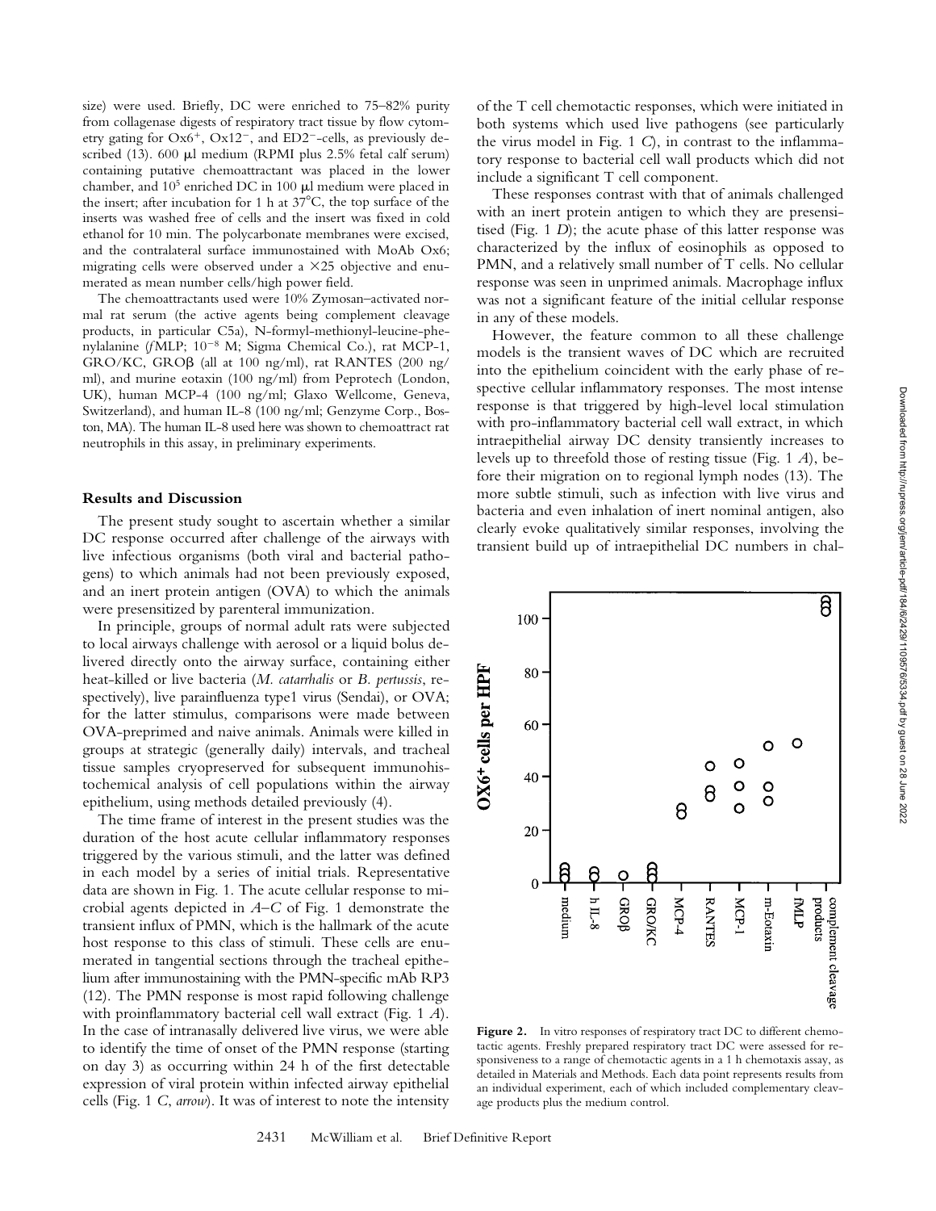size) were used. Briefly, DC were enriched to 75–82% purity from collagenase digests of respiratory tract tissue by flow cytometry gating for $Ox6^+$, $Ox12^-$, and $ED2^-$-cells, as previously described (13). 600 μl medium (RPMI plus 2.5% fetal calf serum) containing putative chemoattractant was placed in the lower chamber, and $10^5$ enriched DC in 100 μl medium were placed in the insert; after incubation for 1 h at 37°C, the top surface of the inserts was washed free of cells and the insert was fixed in cold ethanol for 10 min. The polycarbonate membranes were excised, and the contralateral surface immunostained with MoAb Ox6; migrating cells were observed under a ×25 objective and enumerated as mean number cells/high power field.

The chemoattractants used were 10% Zymosan–activated normal rat serum (the active agents being complement cleavage products, in particular C5a), N-formyl-methionyl-leucine-phenylalanine (*f*MLP; $10^{-8}$ M; Sigma Chemical Co.), rat MCP-1, GRO/KC, GROβ (all at 100 ng/ml), rat RANTES (200 ng/ml), and murine eotaxin (100 ng/ml) from Peprotech (London, UK), human MCP-4 (100 ng/ml; Glaxo Wellcome, Geneva, Switzerland), and human IL-8 (100 ng/ml; Genzyme Corp., Boston, MA). The human IL-8 used here was shown to chemoattract rat neutrophils in this assay, in preliminary experiments.

## Results and Discussion

The present study sought to ascertain whether a similar DC response occurred after challenge of the airways with live infectious organisms (both viral and bacterial pathogens) to which animals had not been previously exposed, and an inert protein antigen (OVA) to which the animals were presensitized by parenteral immunization.

In principle, groups of normal adult rats were subjected to local airways challenge with aerosol or a liquid bolus delivered directly onto the airway surface, containing either heat-killed or live bacteria (*M. catarrhalis* or *B. pertussis*, respectively), live parainfluenza type1 virus (Sendai), or OVA; for the latter stimulus, comparisons were made between OVA-preprimed and naive animals. Animals were killed in groups at strategic (generally daily) intervals, and tracheal tissue samples cryopreserved for subsequent immunohistochemical analysis of cell populations within the airway epithelium, using methods detailed previously (4).

The time frame of interest in the present studies was the duration of the host acute cellular inflammatory responses triggered by the various stimuli, and the latter was defined in each model by a series of initial trials. Representative data are shown in Fig. 1. The acute cellular response to microbial agents depicted in *A–C* of Fig. 1 demonstrate the transient influx of PMN, which is the hallmark of the acute host response to this class of stimuli. These cells are enumerated in tangential sections through the tracheal epithelium after immunostaining with the PMN-specific mAb RP3 (12). The PMN response is most rapid following challenge with proinflammatory bacterial cell wall extract (Fig. 1 *A*). In the case of intranasally delivered live virus, we were able to identify the time of onset of the PMN response (starting on day 3) as occurring within 24 h of the first detectable expression of viral protein within infected airway epithelial cells (Fig. 1 *C*, *arrow*). It was of interest to note the intensity of the T cell chemotactic responses, which were initiated in both systems which used live pathogens (see particularly the virus model in Fig. 1 *C*), in contrast to the inflammatory response to bacterial cell wall products which did not include a significant T cell component.

These responses contrast with that of animals challenged with an inert protein antigen to which they are presensitised (Fig. 1 *D*); the acute phase of this latter response was characterized by the influx of eosinophils as opposed to PMN, and a relatively small number of T cells. No cellular response was seen in unprimed animals. Macrophage influx was not a significant feature of the initial cellular response in any of these models.

However, the feature common to all these challenge models is the transient waves of DC which are recruited into the epithelium coincident with the early phase of respective cellular inflammatory responses. The most intense response is that triggered by high-level local stimulation with pro-inflammatory bacterial cell wall extract, in which intraepithelial airway DC density transiently increases to levels up to threefold those of resting tissue (Fig. 1 *A*), before their migration on to regional lymph nodes (13). The more subtle stimuli, such as infection with live virus and bacteria and even inhalation of inert nominal antigen, also clearly evoke qualitatively similar responses, involving the transient build up of intraepithelial DC numbers in chal-

**Figure 2.** In vitro responses of respiratory tract DC to different chemotactic agents. Freshly prepared respiratory tract DC were assessed for responsiveness to a range of chemotactic agents in a 1 h chemotaxis assay, as detailed in Materials and Methods. Each data point represents results from an individual experiment, each of which included complementary cleavage products plus the medium control.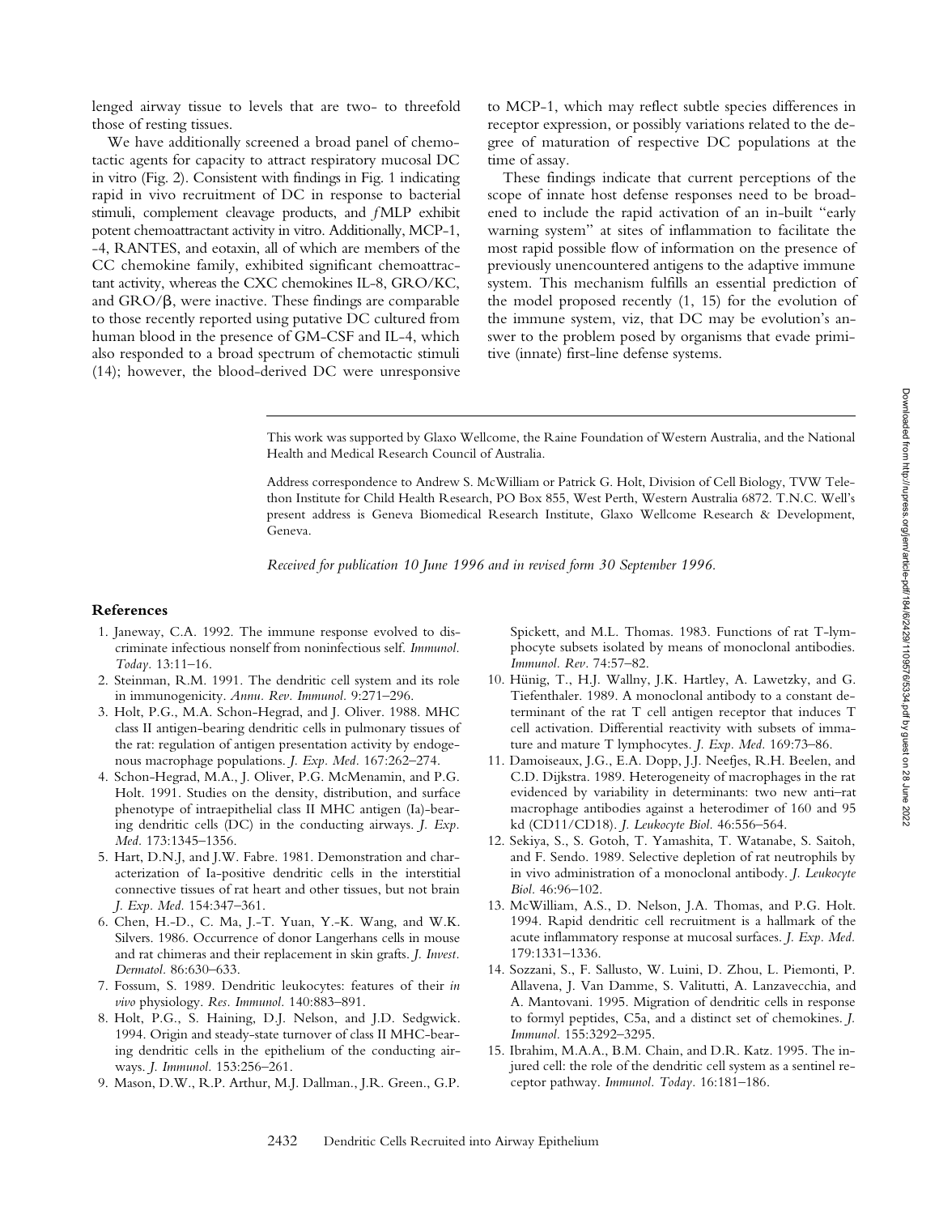lenged airway tissue to levels that are two- to threefold those of resting tissues.

We have additionally screened a broad panel of chemotactic agents for capacity to attract respiratory mucosal DC in vitro (Fig. 2). Consistent with findings in Fig. 1 indicating rapid in vivo recruitment of DC in response to bacterial stimuli, complement cleavage products, and *f*MLP exhibit potent chemoattractant activity in vitro. Additionally, MCP-1, -4, RANTES, and eotaxin, all of which are members of the CC chemokine family, exhibited significant chemoattractant activity, whereas the CXC chemokines IL-8, GRO/KC, and GRO/β, were inactive. These findings are comparable to those recently reported using putative DC cultured from human blood in the presence of GM-CSF and IL-4, which also responded to a broad spectrum of chemotactic stimuli (14); however, the blood-derived DC were unresponsive to MCP-1, which may reflect subtle species differences in receptor expression, or possibly variations related to the degree of maturation of respective DC populations at the time of assay.

These findings indicate that current perceptions of the scope of innate host defense responses need to be broadened to include the rapid activation of an in-built "early warning system" at sites of inflammation to facilitate the most rapid possible flow of information on the presence of previously unencountered antigens to the adaptive immune system. This mechanism fulfills an essential prediction of the model proposed recently (1, 15) for the evolution of the immune system, viz, that DC may be evolution's answer to the problem posed by organisms that evade primitive (innate) first-line defense systems.

This work was supported by Glaxo Wellcome, the Raine Foundation of Western Australia, and the National Health and Medical Research Council of Australia.

Address correspondence to Andrew S. McWilliam or Patrick G. Holt, Division of Cell Biology, TVW Telethon Institute for Child Health Research, PO Box 855, West Perth, Western Australia 6872. T.N.C. Well's present address is Geneva Biomedical Research Institute, Glaxo Wellcome Research & Development, Geneva.

*Received for publication 10 June 1996 and in revised form 30 September 1996.*

## References

1. Janeway, C.A. 1992. The immune response evolved to discriminate infectious nonself from noninfectious self. *Immunol. Today.* 13:11–16.
2. Steinman, R.M. 1991. The dendritic cell system and its role in immunogenicity. *Annu. Rev. Immunol.* 9:271–296.
3. Holt, P.G., M.A. Schon-Hegrad, and J. Oliver. 1988. MHC class II antigen-bearing dendritic cells in pulmonary tissues of the rat: regulation of antigen presentation activity by endogenous macrophage populations. *J. Exp. Med.* 167:262–274.
4. Schon-Hegrad, M.A., J. Oliver, P.G. McMenamin, and P.G. Holt. 1991. Studies on the density, distribution, and surface phenotype of intraepithelial class II MHC antigen (Ia)-bearing dendritic cells (DC) in the conducting airways. *J. Exp. Med.* 173:1345–1356.
5. Hart, D.N.J, and J.W. Fabre. 1981. Demonstration and characterization of Ia-positive dendritic cells in the interstitial connective tissues of rat heart and other tissues, but not brain *J. Exp. Med.* 154:347–361.
6. Chen, H.-D., C. Ma, J.-T. Yuan, Y.-K. Wang, and W.K. Silvers. 1986. Occurrence of donor Langerhans cells in mouse and rat chimeras and their replacement in skin grafts. *J. Invest. Dermatol.* 86:630–633.
7. Fossum, S. 1989. Dendritic leukocytes: features of their *in vivo* physiology. *Res. Immunol.* 140:883–891.
8. Holt, P.G., S. Haining, D.J. Nelson, and J.D. Sedgwick. 1994. Origin and steady-state turnover of class II MHC-bearing dendritic cells in the epithelium of the conducting airways. *J. Immunol.* 153:256–261.
9. Mason, D.W., R.P. Arthur, M.J. Dallman., J.R. Green., G.P. Spickett, and M.L. Thomas. 1983. Functions of rat T-lymphocyte subsets isolated by means of monoclonal antibodies. *Immunol. Rev.* 74:57–82.
10. Hünig, T., H.J. Wallny, J.K. Hartley, A. Lawetzky, and G. Tiefenthaler. 1989. A monoclonal antibody to a constant determinant of the rat T cell antigen receptor that induces T cell activation. Differential reactivity with subsets of immature and mature T lymphocytes. *J. Exp. Med.* 169:73–86.
11. Damoiseaux, J.G., E.A. Dopp, J.J. Neefjes, R.H. Beelen, and C.D. Dijkstra. 1989. Heterogeneity of macrophages in the rat evidenced by variability in determinants: two new anti–rat macrophage antibodies against a heterodimer of 160 and 95 kd (CD11/CD18). *J. Leukocyte Biol.* 46:556–564.
12. Sekiya, S., S. Gotoh, T. Yamashita, T. Watanabe, S. Saitoh, and F. Sendo. 1989. Selective depletion of rat neutrophils by in vivo administration of a monoclonal antibody. *J. Leukocyte Biol.* 46:96–102.
13. McWilliam, A.S., D. Nelson, J.A. Thomas, and P.G. Holt. 1994. Rapid dendritic cell recruitment is a hallmark of the acute inflammatory response at mucosal surfaces. *J. Exp. Med.* 179:1331–1336.
14. Sozzani, S., F. Sallusto, W. Luini, D. Zhou, L. Piemonti, P. Allavena, J. Van Damme, S. Valitutti, A. Lanzavecchia, and A. Mantovani. 1995. Migration of dendritic cells in response to formyl peptides, C5a, and a distinct set of chemokines. *J. Immunol.* 155:3292–3295.
15. Ibrahim, M.A.A., B.M. Chain, and D.R. Katz. 1995. The injured cell: the role of the dendritic cell system as a sentinel receptor pathway. *Immunol. Today.* 16:181–186.